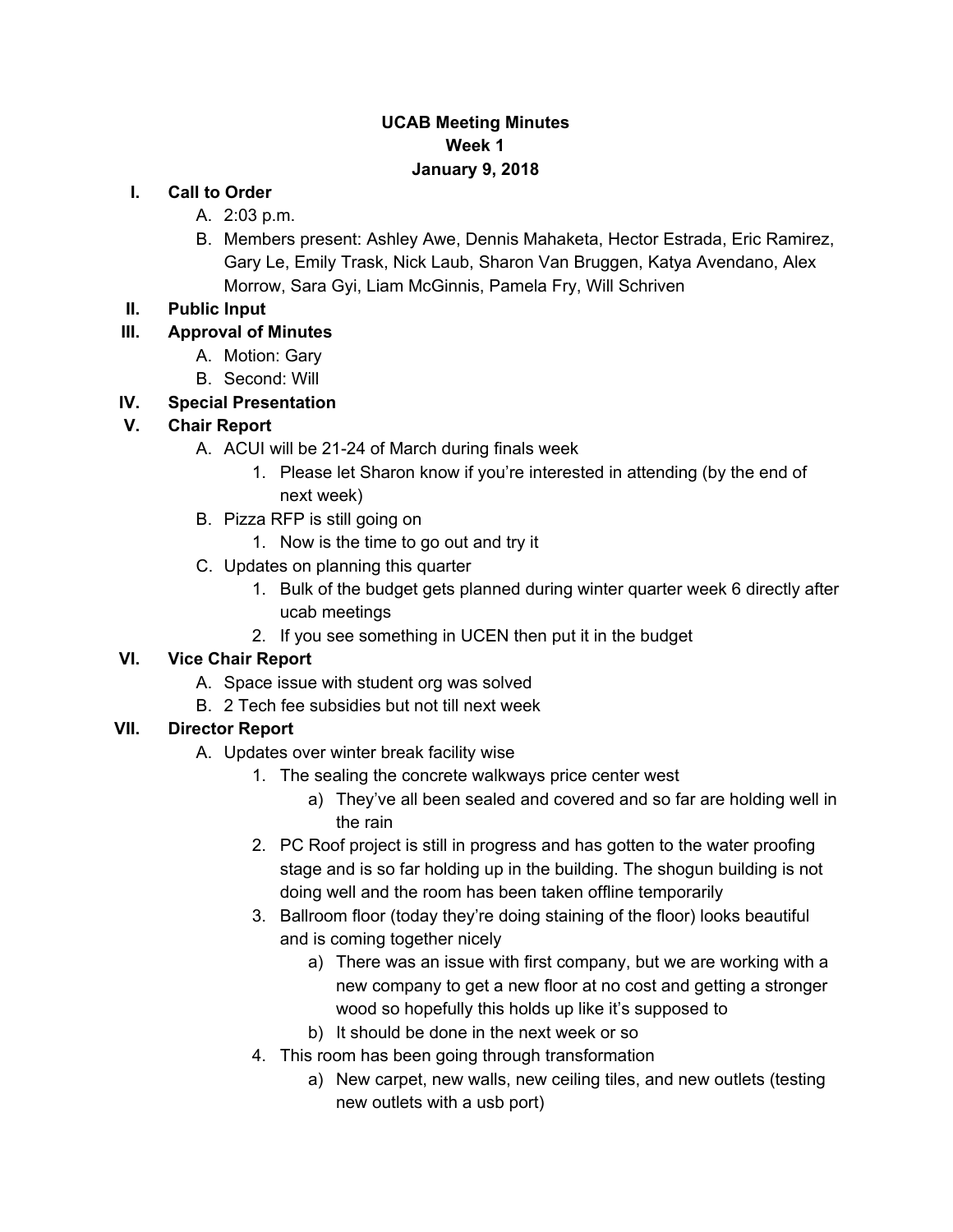**UCAB Meeting Minutes**
**Week 1**
**January 9, 2018**

I. **Call to Order**
   A. 2:03 p.m.
   B. Members present: Ashley Awe, Dennis Mahaketa, Hector Estrada, Eric Ramirez, Gary Le, Emily Trask, Nick Laub, Sharon Van Bruggen, Katya Avendano, Alex Morrow, Sara Gyi, Liam McGinnis, Pamela Fry, Will Schriven

II. **Public Input**

III. **Approval of Minutes**
   A. Motion: Gary
   B. Second: Will

IV. **Special Presentation**

V. **Chair Report**
   A. ACUI will be 21-24 of March during finals week
      1. Please let Sharon know if you're interested in attending (by the end of next week)
   B. Pizza RFP is still going on
      1. Now is the time to go out and try it
   C. Updates on planning this quarter
      1. Bulk of the budget gets planned during winter quarter week 6 directly after ucab meetings
      2. If you see something in UCEN then put it in the budget

VI. **Vice Chair Report**
   A. Space issue with student org was solved
   B. 2 Tech fee subsidies but not till next week

VII. **Director Report**
   A. Updates over winter break facility wise
      1. The sealing the concrete walkways price center west
         a) They've all been sealed and covered and so far are holding well in the rain
      2. PC Roof project is still in progress and has gotten to the water proofing stage and is so far holding up in the building. The shogun building is not doing well and the room has been taken offline temporarily
      3. Ballroom floor (today they're doing staining of the floor) looks beautiful and is coming together nicely
         a) There was an issue with first company, but we are working with a new company to get a new floor at no cost and getting a stronger wood so hopefully this holds up like it's supposed to
         b) It should be done in the next week or so
      4. This room has been going through transformation
         a) New carpet, new walls, new ceiling tiles, and new outlets (testing new outlets with a usb port)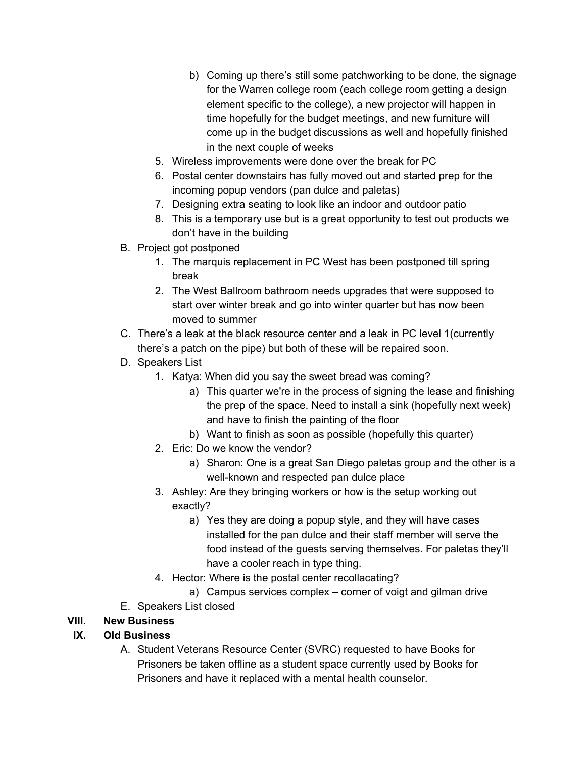- b) Coming up there's still some patchworking to be done, the signage for the Warren college room (each college room getting a design element specific to the college), a new projector will happen in time hopefully for the budget meetings, and new furniture will come up in the budget discussions as well and hopefully finished in the next couple of weeks
5. Wireless improvements were done over the break for PC
6. Postal center downstairs has fully moved out and started prep for the incoming popup vendors (pan dulce and paletas)
7. Designing extra seating to look like an indoor and outdoor patio
8. This is a temporary use but is a great opportunity to test out products we don't have in the building

B. Project got postponed
   1. The marquis replacement in PC West has been postponed till spring break
   2. The West Ballroom bathroom needs upgrades that were supposed to start over winter break and go into winter quarter but has now been moved to summer

C. There's a leak at the black resource center and a leak in PC level 1(currently there's a patch on the pipe) but both of these will be repaired soon.

D. Speakers List
   1. Katya: When did you say the sweet bread was coming?
      - a) This quarter we're in the process of signing the lease and finishing the prep of the space. Need to install a sink (hopefully next week) and have to finish the painting of the floor
      - b) Want to finish as soon as possible (hopefully this quarter)
   2. Eric: Do we know the vendor?
      - a) Sharon: One is a great San Diego paletas group and the other is a well-known and respected pan dulce place
   3. Ashley: Are they bringing workers or how is the setup working out exactly?
      - a) Yes they are doing a popup style, and they will have cases installed for the pan dulce and their staff member will serve the food instead of the guests serving themselves. For paletas they'll have a cooler reach in type thing.
   4. Hector: Where is the postal center recollacating?
      - a) Campus services complex – corner of voigt and gilman drive

E. Speakers List closed

## VIII. New Business

## IX. Old Business

A. Student Veterans Resource Center (SVRC) requested to have Books for Prisoners be taken offline as a student space currently used by Books for Prisoners and have it replaced with a mental health counselor.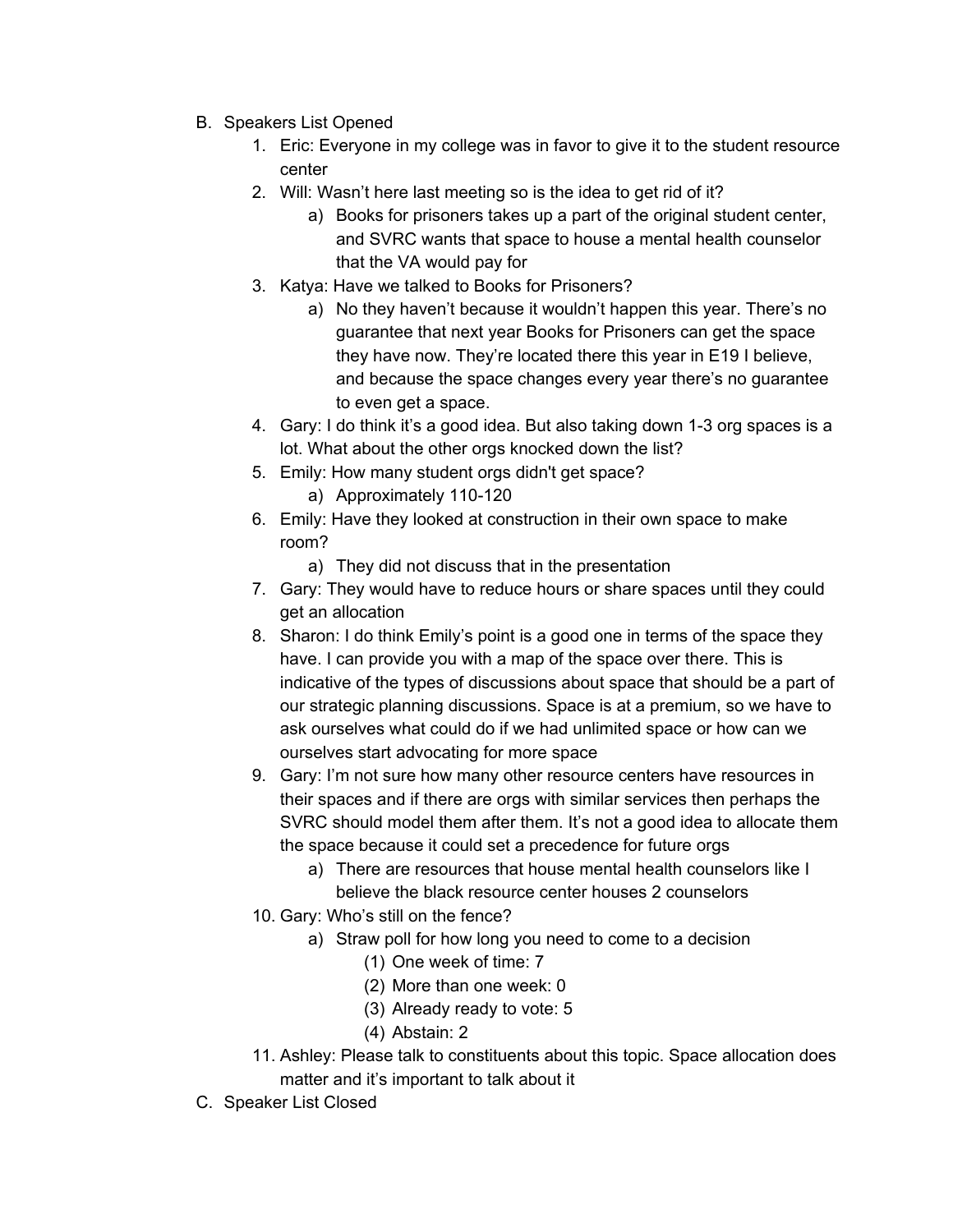B. Speakers List Opened
    1. Eric: Everyone in my college was in favor to give it to the student resource center
    2. Will: Wasn't here last meeting so is the idea to get rid of it?
        a) Books for prisoners takes up a part of the original student center, and SVRC wants that space to house a mental health counselor that the VA would pay for
    3. Katya: Have we talked to Books for Prisoners?
        a) No they haven't because it wouldn't happen this year. There's no guarantee that next year Books for Prisoners can get the space they have now. They're located there this year in E19 I believe, and because the space changes every year there's no guarantee to even get a space.
    4. Gary: I do think it's a good idea. But also taking down 1-3 org spaces is a lot. What about the other orgs knocked down the list?
    5. Emily: How many student orgs didn't get space?
        a) Approximately 110-120
    6. Emily: Have they looked at construction in their own space to make room?
        a) They did not discuss that in the presentation
    7. Gary: They would have to reduce hours or share spaces until they could get an allocation
    8. Sharon: I do think Emily's point is a good one in terms of the space they have. I can provide you with a map of the space over there. This is indicative of the types of discussions about space that should be a part of our strategic planning discussions. Space is at a premium, so we have to ask ourselves what could do if we had unlimited space or how can we ourselves start advocating for more space
    9. Gary: I'm not sure how many other resource centers have resources in their spaces and if there are orgs with similar services then perhaps the SVRC should model them after them. It's not a good idea to allocate them the space because it could set a precedence for future orgs
        a) There are resources that house mental health counselors like I believe the black resource center houses 2 counselors
    10. Gary: Who's still on the fence?
        a) Straw poll for how long you need to come to a decision
            (1) One week of time: 7
            (2) More than one week: 0
            (3) Already ready to vote: 5
            (4) Abstain: 2
    11. Ashley: Please talk to constituents about this topic. Space allocation does matter and it's important to talk about it

C. Speaker List Closed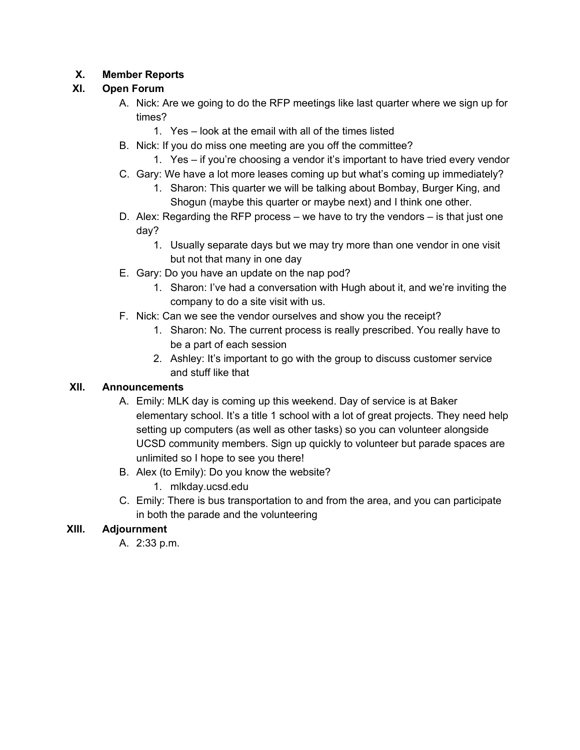X. **Member Reports**

XI. **Open Forum**

A. Nick: Are we going to do the RFP meetings like last quarter where we sign up for times?
   1. Yes – look at the email with all of the times listed

B. Nick: If you do miss one meeting are you off the committee?
   1. Yes – if you're choosing a vendor it's important to have tried every vendor

C. Gary: We have a lot more leases coming up but what's coming up immediately?
   1. Sharon: This quarter we will be talking about Bombay, Burger King, and Shogun (maybe this quarter or maybe next) and I think one other.

D. Alex: Regarding the RFP process – we have to try the vendors – is that just one day?
   1. Usually separate days but we may try more than one vendor in one visit but not that many in one day

E. Gary: Do you have an update on the nap pod?
   1. Sharon: I've had a conversation with Hugh about it, and we're inviting the company to do a site visit with us.

F. Nick: Can we see the vendor ourselves and show you the receipt?
   1. Sharon: No. The current process is really prescribed. You really have to be a part of each session
   2. Ashley: It's important to go with the group to discuss customer service and stuff like that

XII. **Announcements**

A. Emily: MLK day is coming up this weekend. Day of service is at Baker elementary school. It's a title 1 school with a lot of great projects. They need help setting up computers (as well as other tasks) so you can volunteer alongside UCSD community members. Sign up quickly to volunteer but parade spaces are unlimited so I hope to see you there!

B. Alex (to Emily): Do you know the website?
   1. mlkday.ucsd.edu

C. Emily: There is bus transportation to and from the area, and you can participate in both the parade and the volunteering

XIII. **Adjournment**

A. 2:33 p.m.